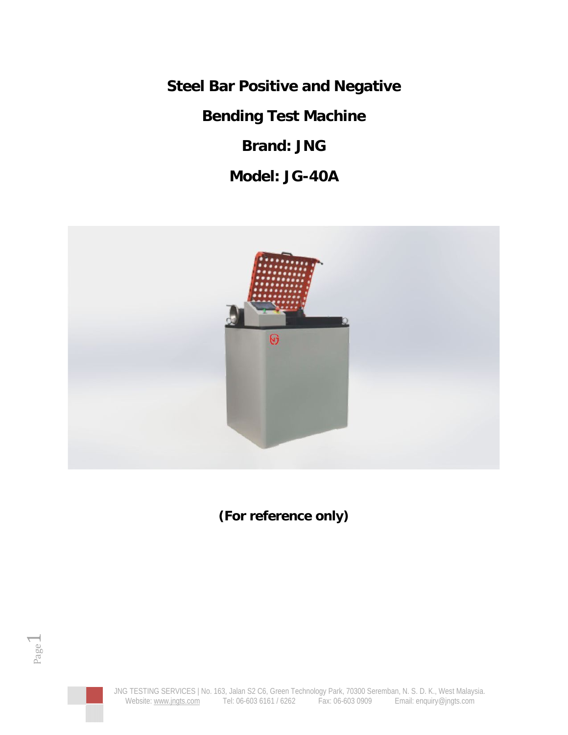# Steel Bar Positive and Negative

# Bending Test Machine

# Brand: JNG

# Model: JG-40A

**(For reference only)**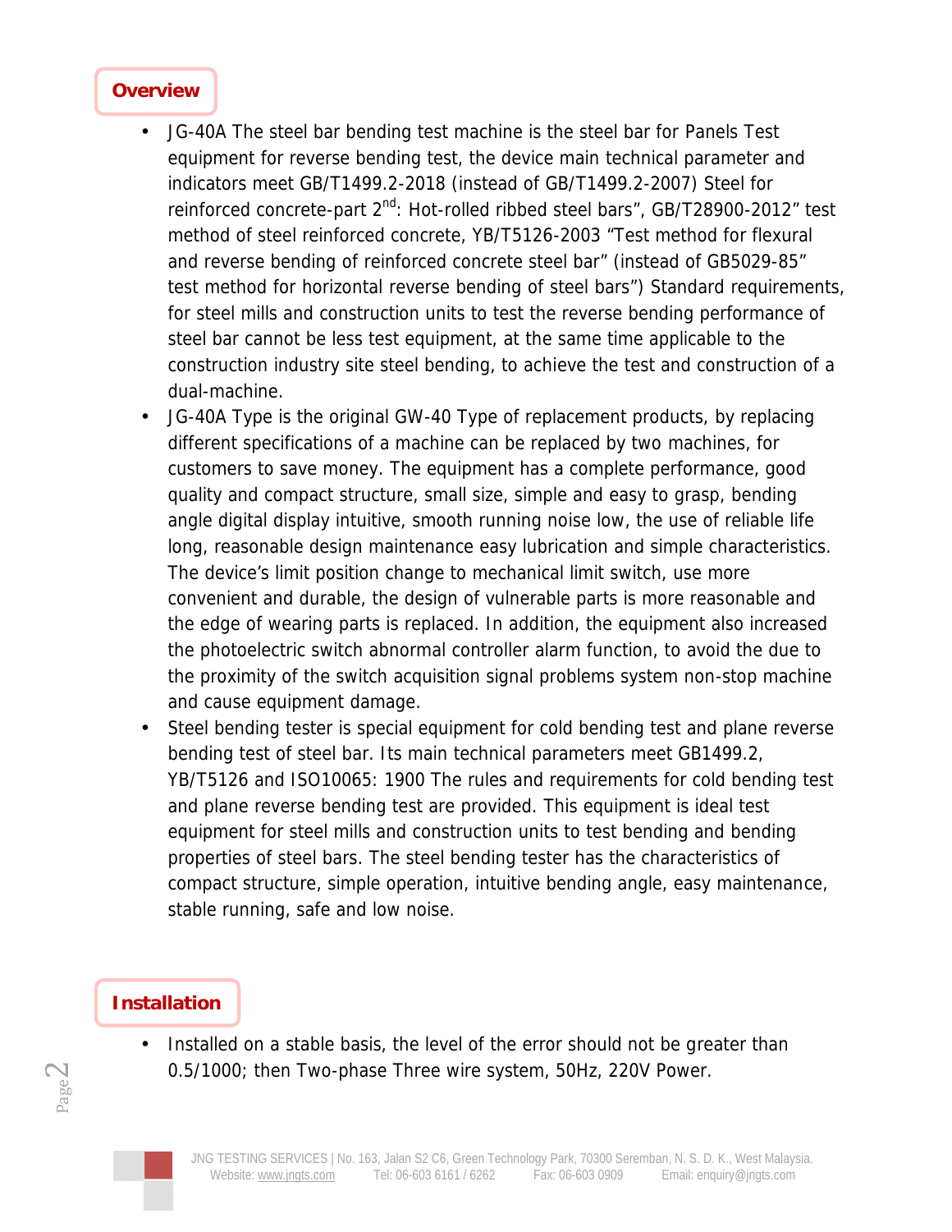## Overview

- JG-40A The steel bar bending test machine is the steel bar for Panels Test equipment for reverse bending test, the device main technical parameter and indicators meet GB/T1499.2-2018 (instead of GB/T1499.2-2007) Steel for reinforced concrete-part 2nd: Hot-rolled ribbed steel bars", GB/T28900-2012" test method of steel reinforced concrete, YB/T5126-2003 "Test method for flexural and reverse bending of reinforced concrete steel bar" (instead of GB5029-85" test method for horizontal reverse bending of steel bars") Standard requirements, for steel mills and construction units to test the reverse bending performance of steel bar cannot be less test equipment, at the same time applicable to the construction industry site steel bending, to achieve the test and construction of a dual-machine.
- JG-40A Type is the original GW-40 Type of replacement products, by replacing different specifications of a machine can be replaced by two machines, for customers to save money. The equipment has a complete performance, good quality and compact structure, small size, simple and easy to grasp, bending angle digital display intuitive, smooth running noise low, the use of reliable life long, reasonable design maintenance easy lubrication and simple characteristics. The device's limit position change to mechanical limit switch, use more convenient and durable, the design of vulnerable parts is more reasonable and the edge of wearing parts is replaced. In addition, the equipment also increased the photoelectric switch abnormal controller alarm function, to avoid the due to the proximity of the switch acquisition signal problems system non-stop machine and cause equipment damage.
- Steel bending tester is special equipment for cold bending test and plane reverse bending test of steel bar. Its main technical parameters meet GB1499.2, YB/T5126 and ISO10065: 1900 The rules and requirements for cold bending test and plane reverse bending test are provided. This equipment is ideal test equipment for steel mills and construction units to test bending and bending properties of steel bars. The steel bending tester has the characteristics of compact structure, simple operation, intuitive bending angle, easy maintenance, stable running, safe and low noise.

## Installation

- Installed on a stable basis, the level of the error should not be greater than 0.5/1000; then Two-phase Three wire system, 50Hz, 220V Power.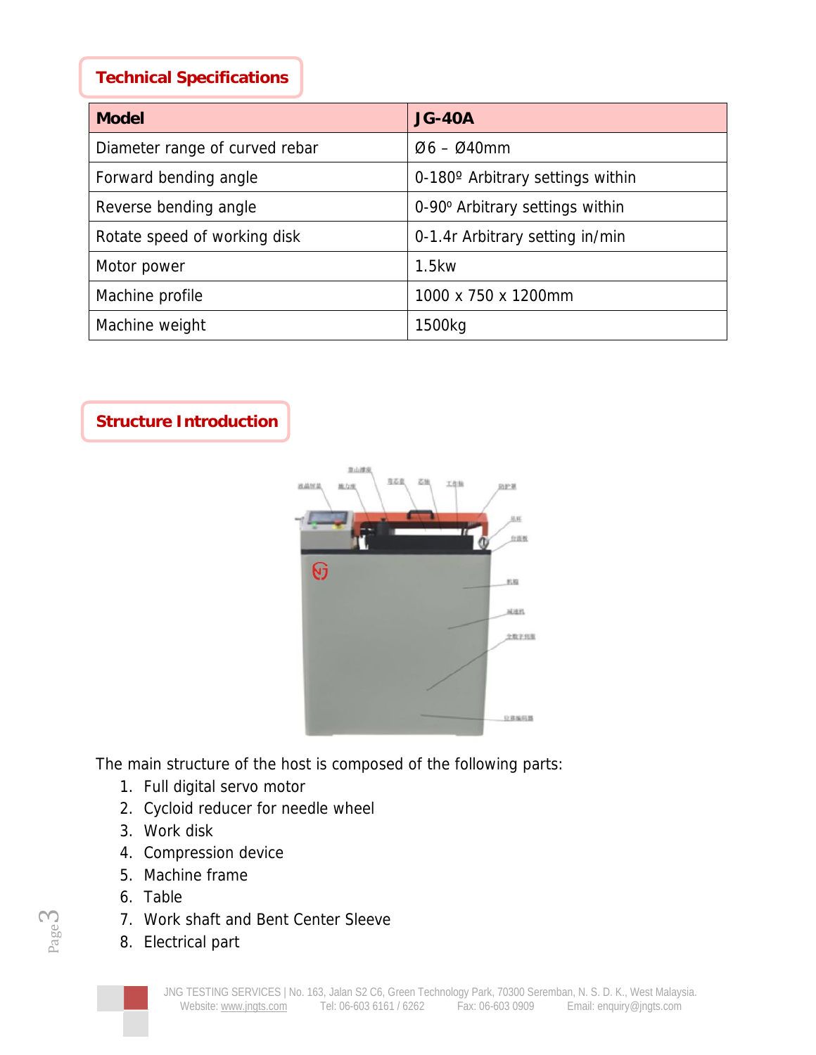## Technical Specifications

| Model | JG-40A |
| --- | --- |
| Diameter range of curved rebar | Ø6 – Ø40mm |
| Forward bending angle | 0-180º Arbitrary settings within |
| Reverse bending angle | 0-90º Arbitrary settings within |
| Rotate speed of working disk | 0-1.4r Arbitrary setting in/min |
| Motor power | 1.5kw |
| Machine profile | 1000 x 750 x 1200mm |
| Machine weight | 1500kg |

## Structure Introduction

The main structure of the host is composed of the following parts:

1. Full digital servo motor
2. Cycloid reducer for needle wheel
3. Work disk
4. Compression device
5. Machine frame
6. Table
7. Work shaft and Bent Center Sleeve
8. Electrical part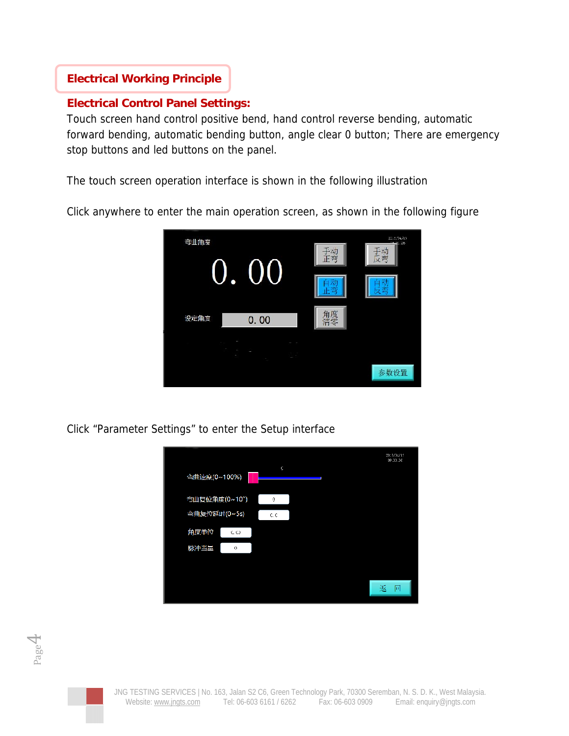# Electrical Working Principle

## Electrical Control Panel Settings:

Touch screen hand control positive bend, hand control reverse bending, automatic forward bending, automatic bending button, angle clear 0 button; There are emergency stop buttons and led buttons on the panel.

The touch screen operation interface is shown in the following illustration

Click anywhere to enter the main operation screen, as shown in the following figure

Click “Parameter Settings” to enter the Setup interface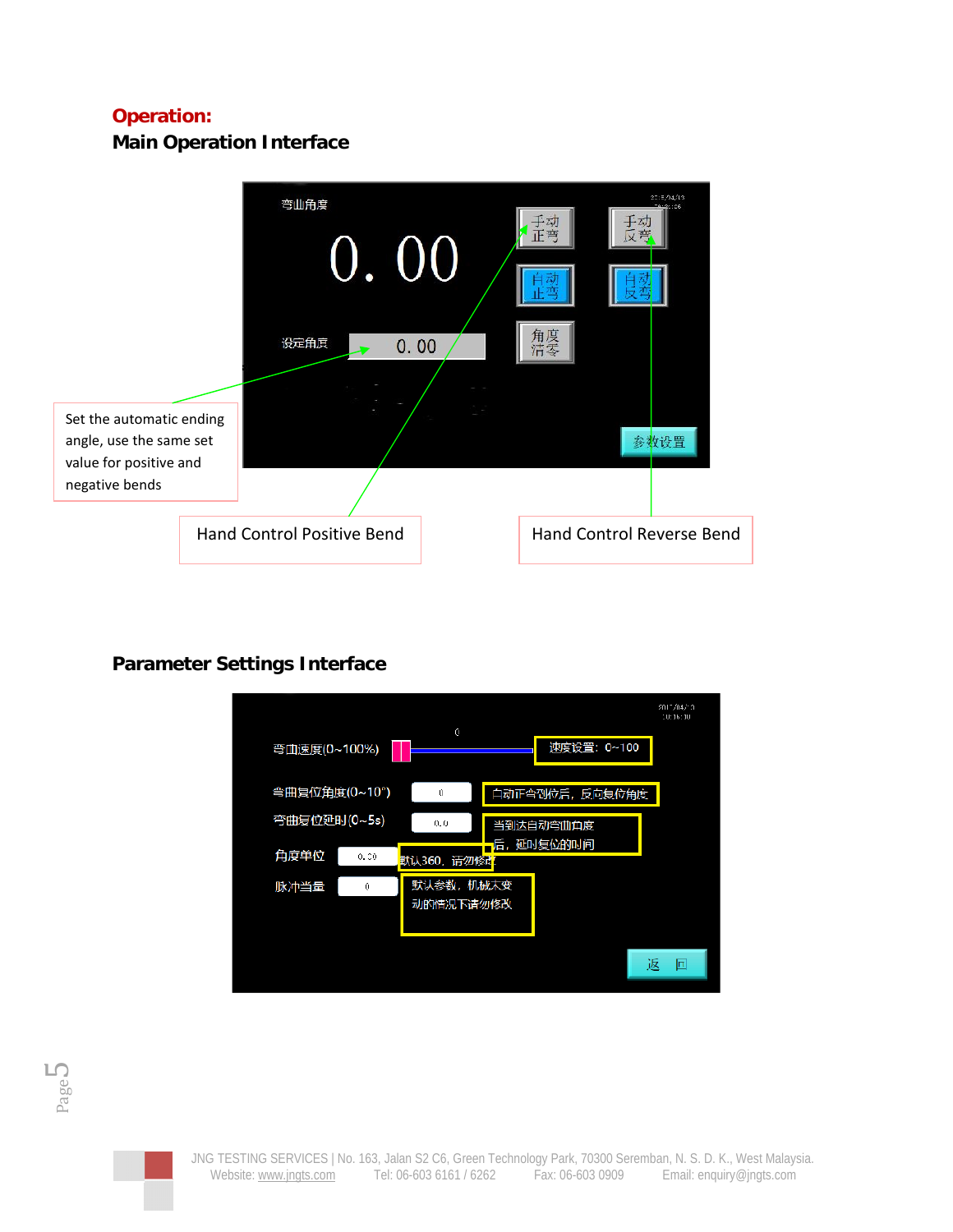## Operation:

### Main Operation Interface

Set the automatic ending angle, use the same set value for positive and negative bends

Hand Control Positive Bend

Hand Control Reverse Bend

### Parameter Settings Interface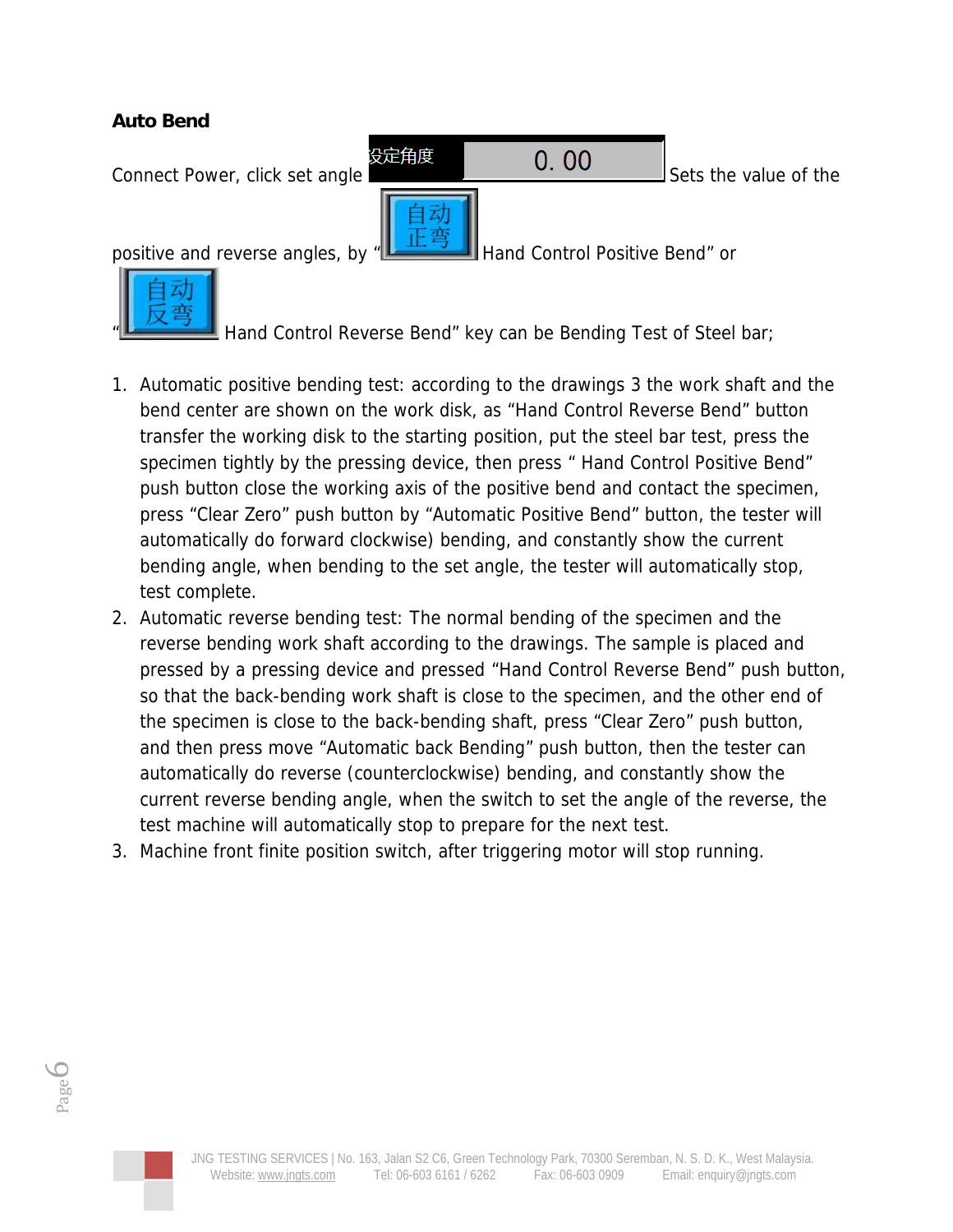**Auto Bend**

Connect Power, click set angle 设定角度 0. 00 Sets the value of the positive and reverse angles, by "自动正弯 Hand Control Positive Bend" or "自动反弯 Hand Control Reverse Bend" key can be Bending Test of Steel bar;

1. Automatic positive bending test: according to the drawings 3 the work shaft and the bend center are shown on the work disk, as "Hand Control Reverse Bend" button transfer the working disk to the starting position, put the steel bar test, press the specimen tightly by the pressing device, then press " Hand Control Positive Bend" push button close the working axis of the positive bend and contact the specimen, press "Clear Zero" push button by "Automatic Positive Bend" button, the tester will automatically do forward clockwise) bending, and constantly show the current bending angle, when bending to the set angle, the tester will automatically stop, test complete.
2. Automatic reverse bending test: The normal bending of the specimen and the reverse bending work shaft according to the drawings. The sample is placed and pressed by a pressing device and pressed "Hand Control Reverse Bend" push button, so that the back-bending work shaft is close to the specimen, and the other end of the specimen is close to the back-bending shaft, press "Clear Zero" push button, and then press move "Automatic back Bending" push button, then the tester can automatically do reverse (counterclockwise) bending, and constantly show the current reverse bending angle, when the switch to set the angle of the reverse, the test machine will automatically stop to prepare for the next test.
3. Machine front finite position switch, after triggering motor will stop running.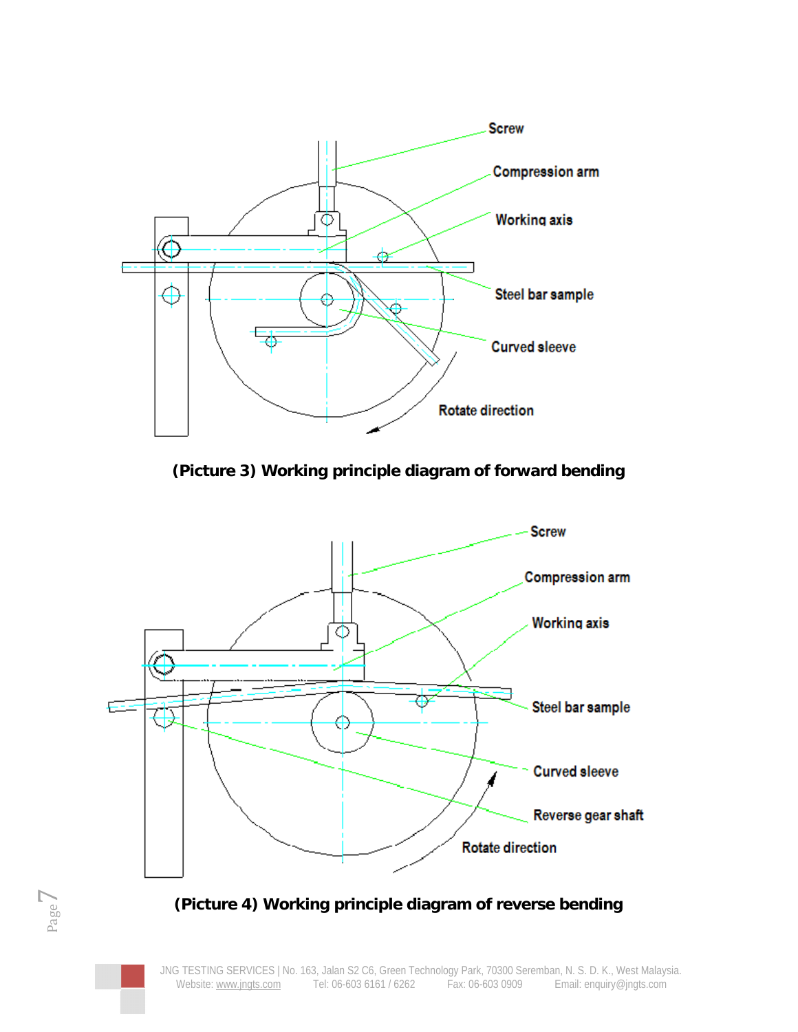Screw

Compression arm

Working axis

Steel bar sample

Curved sleeve

Rotate direction

**(Picture 3) Working principle diagram of forward bending**

Screw

Compression arm

Working axis

Steel bar sample

Curved sleeve

Reverse gear shaft

Rotate direction

**(Picture 4) Working principle diagram of reverse bending**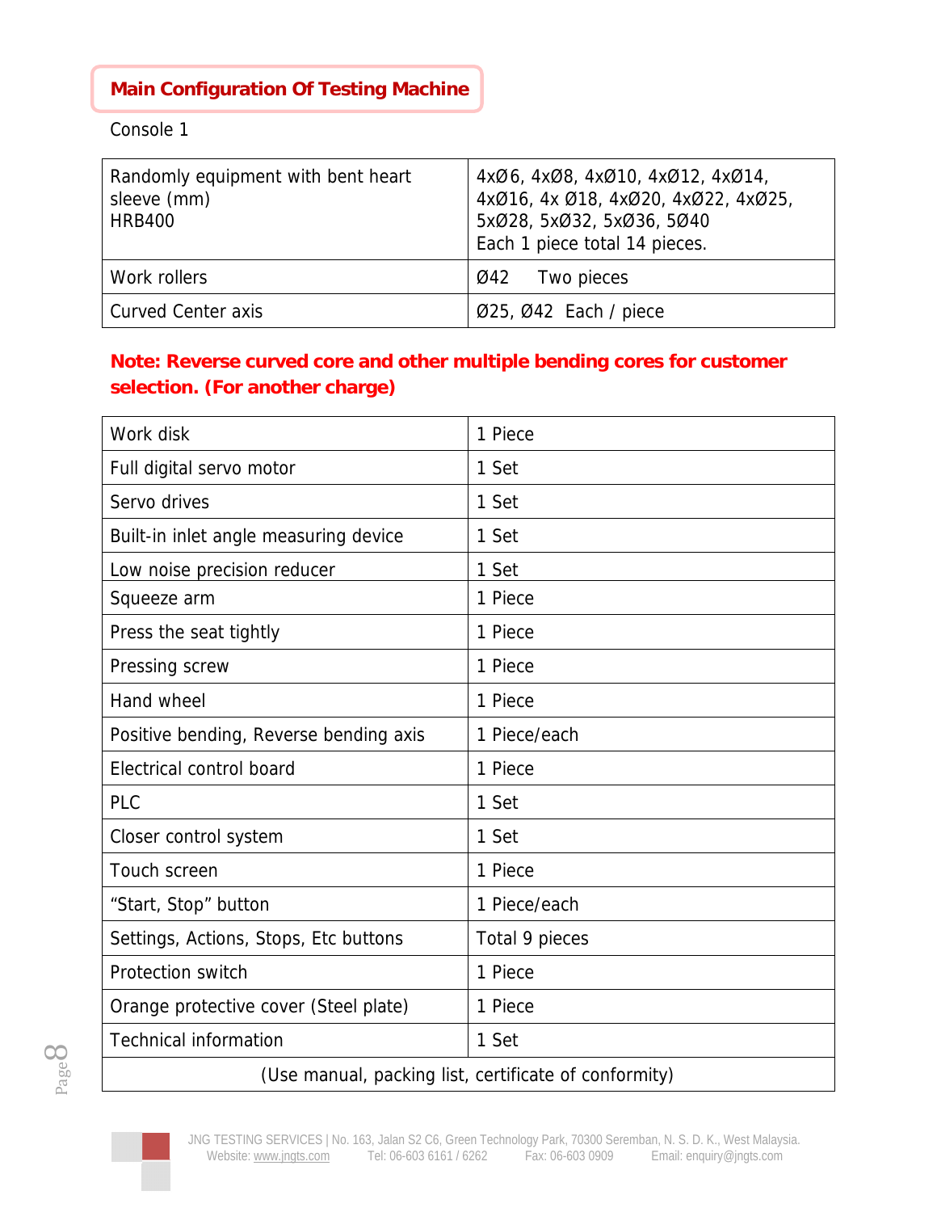## Main Configuration Of Testing Machine

Console 1

| | |
|---|---|
| Randomly equipment with bent heart sleeve (mm) HRB400 | 4xØ6, 4xØ8, 4xØ10, 4xØ12, 4xØ14, 4xØ16, 4x Ø18, 4xØ20, 4xØ22, 4xØ25, 5xØ28, 5xØ32, 5xØ36, 5Ø40 Each 1 piece total 14 pieces. |
| Work rollers | Ø42 Two pieces |
| Curved Center axis | Ø25, Ø42 Each / piece |

**Note: Reverse curved core and other multiple bending cores for customer selection. (For another charge)**

| | |
|---|---|
| Work disk | 1 Piece |
| Full digital servo motor | 1 Set |
| Servo drives | 1 Set |
| Built-in inlet angle measuring device | 1 Set |
| Low noise precision reducer | 1 Set |
| Squeeze arm | 1 Piece |
| Press the seat tightly | 1 Piece |
| Pressing screw | 1 Piece |
| Hand wheel | 1 Piece |
| Positive bending, Reverse bending axis | 1 Piece/each |
| Electrical control board | 1 Piece |
| PLC | 1 Set |
| Closer control system | 1 Set |
| Touch screen | 1 Piece |
| "Start, Stop" button | 1 Piece/each |
| Settings, Actions, Stops, Etc buttons | Total 9 pieces |
| Protection switch | 1 Piece |
| Orange protective cover (Steel plate) | 1 Piece |
| Technical information | 1 Set |
| (Use manual, packing list, certificate of conformity) | |

JNG TESTING SERVICES | No. 163, Jalan S2 C6, Green Technology Park, 70300 Seremban, N. S. D. K., West Malaysia.
Website: www.jngts.com Tel: 06-603 6161 / 6262 Fax: 06-603 0909 Email: enquiry@jngts.com